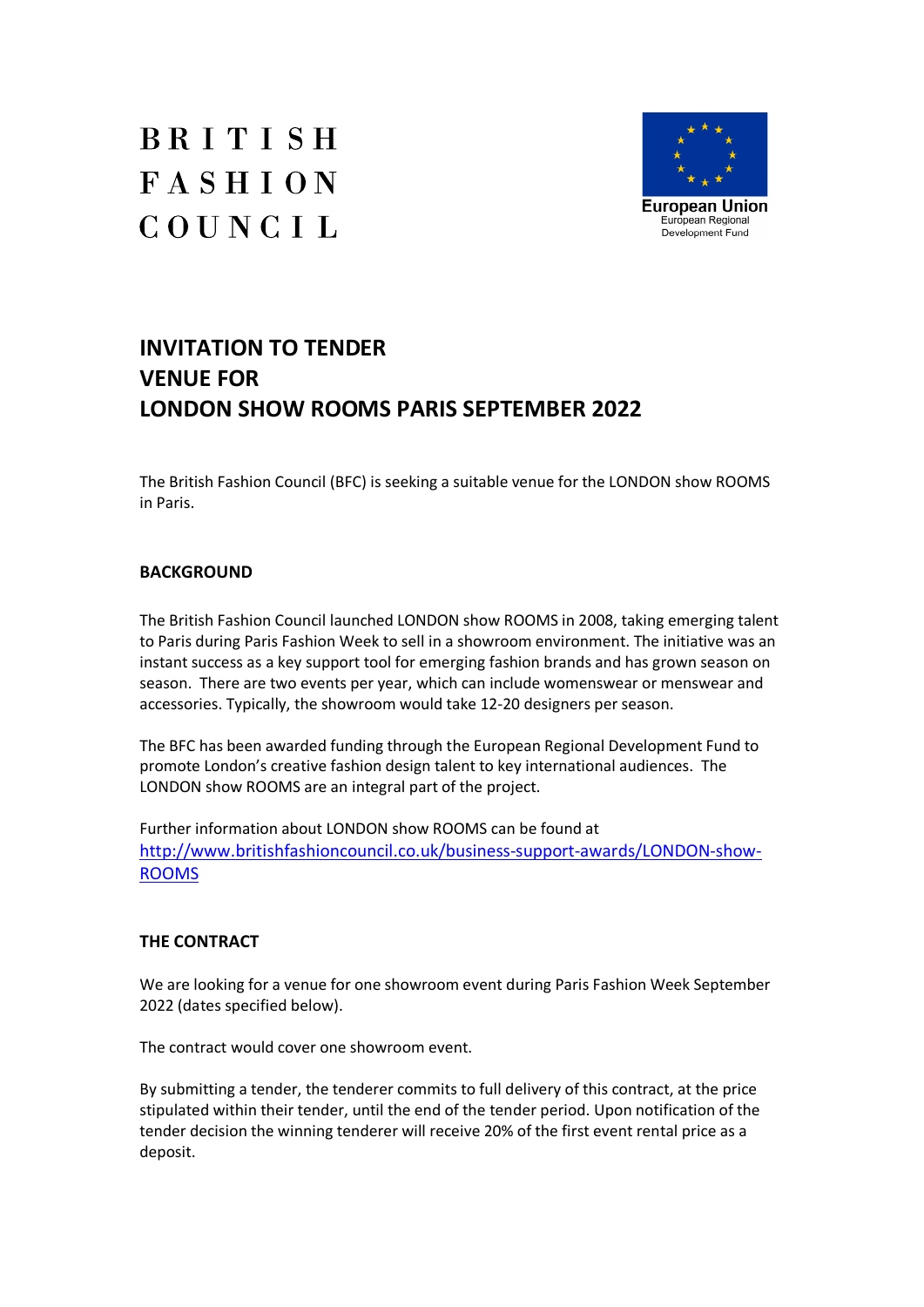BRITISH
FASHION
COUNCIL

European Union
European Regional
Development Fund

# INVITATION TO TENDER
# VENUE FOR
# LONDON SHOW ROOMS PARIS SEPTEMBER 2022

The British Fashion Council (BFC) is seeking a suitable venue for the LONDON show ROOMS in Paris.

## BACKGROUND

The British Fashion Council launched LONDON show ROOMS in 2008, taking emerging talent to Paris during Paris Fashion Week to sell in a showroom environment. The initiative was an instant success as a key support tool for emerging fashion brands and has grown season on season. There are two events per year, which can include womenswear or menswear and accessories. Typically, the showroom would take 12-20 designers per season.

The BFC has been awarded funding through the European Regional Development Fund to promote London's creative fashion design talent to key international audiences. The LONDON show ROOMS are an integral part of the project.

Further information about LONDON show ROOMS can be found at [http://www.britishfashioncouncil.co.uk/business-support-awards/LONDON-show-ROOMS](http://www.britishfashioncouncil.co.uk/business-support-awards/LONDON-show-ROOMS)

## THE CONTRACT

We are looking for a venue for one showroom event during Paris Fashion Week September 2022 (dates specified below).

The contract would cover one showroom event.

By submitting a tender, the tenderer commits to full delivery of this contract, at the price stipulated within their tender, until the end of the tender period. Upon notification of the tender decision the winning tenderer will receive 20% of the first event rental price as a deposit.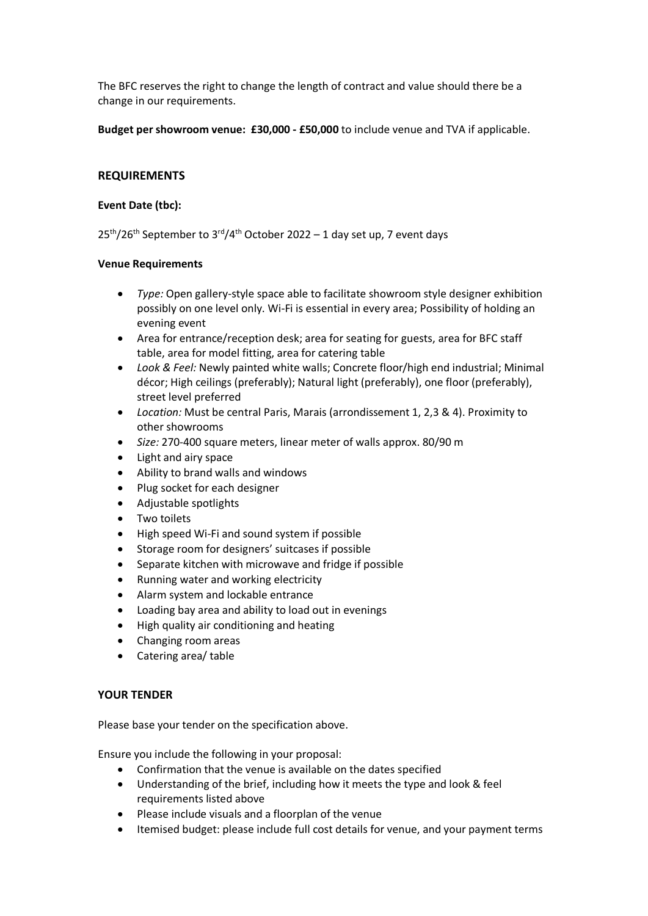The BFC reserves the right to change the length of contract and value should there be a change in our requirements.

**Budget per showroom venue: £30,000 - £50,000** to include venue and TVA if applicable.

## REQUIREMENTS

### Event Date (tbc):

25th/26th September to 3rd/4th October 2022 – 1 day set up, 7 event days

### Venue Requirements

- *Type:* Open gallery-style space able to facilitate showroom style designer exhibition possibly on one level only. Wi-Fi is essential in every area; Possibility of holding an evening event
- Area for entrance/reception desk; area for seating for guests, area for BFC staff table, area for model fitting, area for catering table
- *Look & Feel:* Newly painted white walls; Concrete floor/high end industrial; Minimal décor; High ceilings (preferably); Natural light (preferably), one floor (preferably), street level preferred
- *Location:* Must be central Paris, Marais (arrondissement 1, 2,3 & 4). Proximity to other showrooms
- *Size:* 270-400 square meters, linear meter of walls approx. 80/90 m
- Light and airy space
- Ability to brand walls and windows
- Plug socket for each designer
- Adjustable spotlights
- Two toilets
- High speed Wi-Fi and sound system if possible
- Storage room for designers' suitcases if possible
- Separate kitchen with microwave and fridge if possible
- Running water and working electricity
- Alarm system and lockable entrance
- Loading bay area and ability to load out in evenings
- High quality air conditioning and heating
- Changing room areas
- Catering area/ table

## YOUR TENDER

Please base your tender on the specification above.

Ensure you include the following in your proposal:

- Confirmation that the venue is available on the dates specified
- Understanding of the brief, including how it meets the type and look & feel requirements listed above
- Please include visuals and a floorplan of the venue
- Itemised budget: please include full cost details for venue, and your payment terms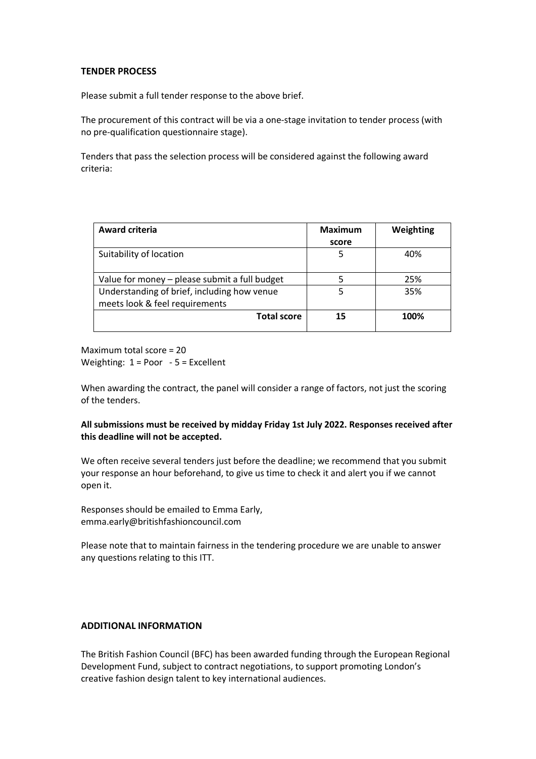**TENDER PROCESS**

Please submit a full tender response to the above brief.

The procurement of this contract will be via a one-stage invitation to tender process (with no pre-qualification questionnaire stage).

Tenders that pass the selection process will be considered against the following award criteria:

| **Award criteria** | **Maximum score** | **Weighting** |
|---|---|---|
| Suitability of location | 5 | 40% |
| Value for money – please submit a full budget | 5 | 25% |
| Understanding of brief, including how venue meets look & feel requirements | 5 | 35% |
| **Total score** | **15** | **100%** |

Maximum total score = 20
Weighting: 1 = Poor - 5 = Excellent

When awarding the contract, the panel will consider a range of factors, not just the scoring of the tenders.

**All submissions must be received by midday Friday 1st July 2022. Responses received after this deadline will not be accepted.**

We often receive several tenders just before the deadline; we recommend that you submit your response an hour beforehand, to give us time to check it and alert you if we cannot open it.

Responses should be emailed to Emma Early, emma.early@britishfashioncouncil.com

Please note that to maintain fairness in the tendering procedure we are unable to answer any questions relating to this ITT.

**ADDITIONAL INFORMATION**

The British Fashion Council (BFC) has been awarded funding through the European Regional Development Fund, subject to contract negotiations, to support promoting London's creative fashion design talent to key international audiences.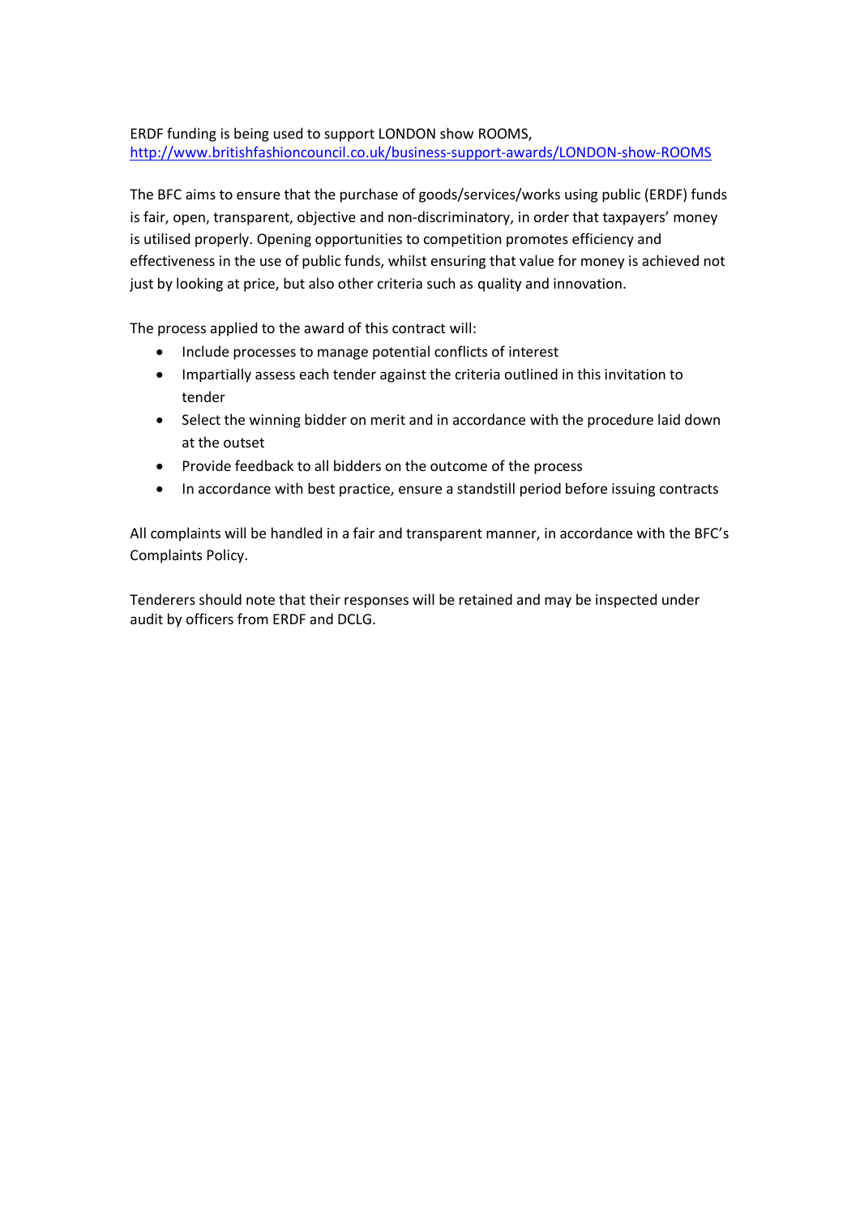ERDF funding is being used to support LONDON show ROOMS, http://www.britishfashioncouncil.co.uk/business-support-awards/LONDON-show-ROOMS

The BFC aims to ensure that the purchase of goods/services/works using public (ERDF) funds is fair, open, transparent, objective and non-discriminatory, in order that taxpayers' money is utilised properly. Opening opportunities to competition promotes efficiency and effectiveness in the use of public funds, whilst ensuring that value for money is achieved not just by looking at price, but also other criteria such as quality and innovation.

The process applied to the award of this contract will:

- Include processes to manage potential conflicts of interest
- Impartially assess each tender against the criteria outlined in this invitation to tender
- Select the winning bidder on merit and in accordance with the procedure laid down at the outset
- Provide feedback to all bidders on the outcome of the process
- In accordance with best practice, ensure a standstill period before issuing contracts

All complaints will be handled in a fair and transparent manner, in accordance with the BFC's Complaints Policy.

Tenderers should note that their responses will be retained and may be inspected under audit by officers from ERDF and DCLG.